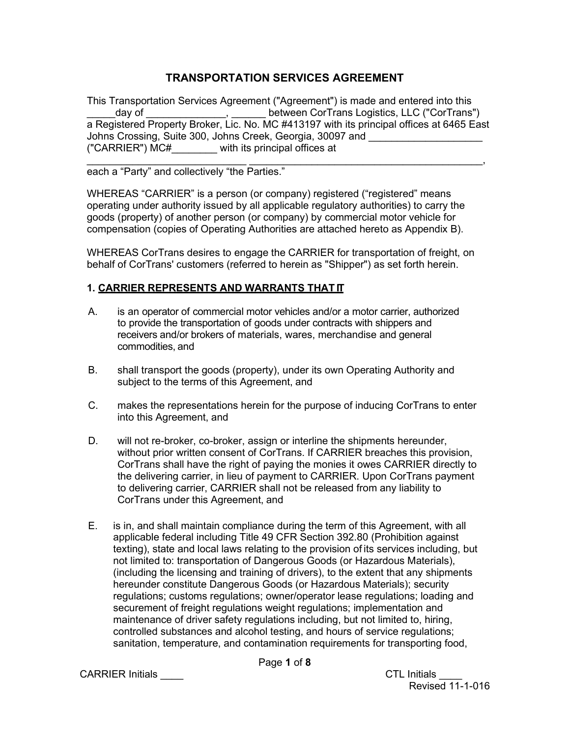# TRANSPORTATION SERVICES AGREEMENT

This Transportation Services Agreement ("Agreement") is made and entered into this _____day of ______________, ______ between CorTrans Logistics, LLC ("CorTrans") a Registered Property Broker, Lic. No. MC #413197 with its principal offices at 6465 East Johns Crossing, Suite 300, Johns Creek, Georgia, 30097 and ____________________ ("CARRIER") MC#________ with its principal offices at ____________________________ ___________________________________________, each a "Party" and collectively "the Parties."

WHEREAS "CARRIER" is a person (or company) registered ("registered" means operating under authority issued by all applicable regulatory authorities) to carry the goods (property) of another person (or company) by commercial motor vehicle for compensation (copies of Operating Authorities are attached hereto as Appendix B).

WHEREAS CorTrans desires to engage the CARRIER for transportation of freight, on behalf of CorTrans' customers (referred to herein as "Shipper") as set forth herein.

**1. <u>CARRIER REPRESENTS AND WARRANTS THAT IT</u>**

A. is an operator of commercial motor vehicles and/or a motor carrier, authorized to provide the transportation of goods under contracts with shippers and receivers and/or brokers of materials, wares, merchandise and general commodities, and

B. shall transport the goods (property), under its own Operating Authority and subject to the terms of this Agreement, and

C. makes the representations herein for the purpose of inducing CorTrans to enter into this Agreement, and

D. will not re-broker, co-broker, assign or interline the shipments hereunder, without prior written consent of CorTrans. If CARRIER breaches this provision, CorTrans shall have the right of paying the monies it owes CARRIER directly to the delivering carrier, in lieu of payment to CARRIER. Upon CorTrans payment to delivering carrier, CARRIER shall not be released from any liability to CorTrans under this Agreement, and

E. is in, and shall maintain compliance during the term of this Agreement, with all applicable federal including Title 49 CFR Section 392.80 (Prohibition against texting), state and local laws relating to the provision of its services including, but not limited to: transportation of Dangerous Goods (or Hazardous Materials), (including the licensing and training of drivers), to the extent that any shipments hereunder constitute Dangerous Goods (or Hazardous Materials); security regulations; customs regulations; owner/operator lease regulations; loading and securement of freight regulations weight regulations; implementation and maintenance of driver safety regulations including, but not limited to, hiring, controlled substances and alcohol testing, and hours of service regulations; sanitation, temperature, and contamination requirements for transporting food,

CARRIER Initials ____ CTL Initials ____

Revised 11-1-016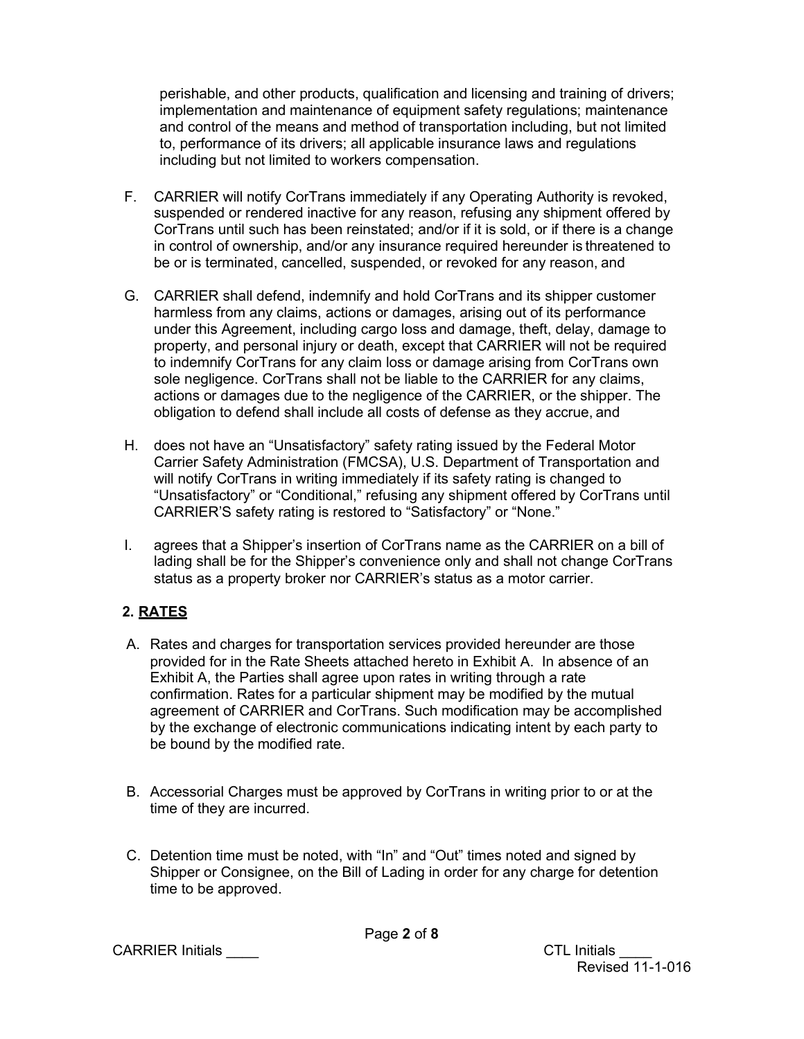perishable, and other products, qualification and licensing and training of drivers; implementation and maintenance of equipment safety regulations; maintenance and control of the means and method of transportation including, but not limited to, performance of its drivers; all applicable insurance laws and regulations including but not limited to workers compensation.

F. CARRIER will notify CorTrans immediately if any Operating Authority is revoked, suspended or rendered inactive for any reason, refusing any shipment offered by CorTrans until such has been reinstated; and/or if it is sold, or if there is a change in control of ownership, and/or any insurance required hereunder is threatened to be or is terminated, cancelled, suspended, or revoked for any reason, and

G. CARRIER shall defend, indemnify and hold CorTrans and its shipper customer harmless from any claims, actions or damages, arising out of its performance under this Agreement, including cargo loss and damage, theft, delay, damage to property, and personal injury or death, except that CARRIER will not be required to indemnify CorTrans for any claim loss or damage arising from CorTrans own sole negligence. CorTrans shall not be liable to the CARRIER for any claims, actions or damages due to the negligence of the CARRIER, or the shipper. The obligation to defend shall include all costs of defense as they accrue, and

H. does not have an "Unsatisfactory" safety rating issued by the Federal Motor Carrier Safety Administration (FMCSA), U.S. Department of Transportation and will notify CorTrans in writing immediately if its safety rating is changed to "Unsatisfactory" or "Conditional," refusing any shipment offered by CorTrans until CARRIER'S safety rating is restored to "Satisfactory" or "None."

I. agrees that a Shipper's insertion of CorTrans name as the CARRIER on a bill of lading shall be for the Shipper's convenience only and shall not change CorTrans status as a property broker nor CARRIER's status as a motor carrier.

## 2. RATES

A. Rates and charges for transportation services provided hereunder are those provided for in the Rate Sheets attached hereto in Exhibit A. In absence of an Exhibit A, the Parties shall agree upon rates in writing through a rate confirmation. Rates for a particular shipment may be modified by the mutual agreement of CARRIER and CorTrans. Such modification may be accomplished by the exchange of electronic communications indicating intent by each party to be bound by the modified rate.

B. Accessorial Charges must be approved by CorTrans in writing prior to or at the time of they are incurred.

C. Detention time must be noted, with "In" and "Out" times noted and signed by Shipper or Consignee, on the Bill of Lading in order for any charge for detention time to be approved.

CARRIER Initials ____ CTL Initials ____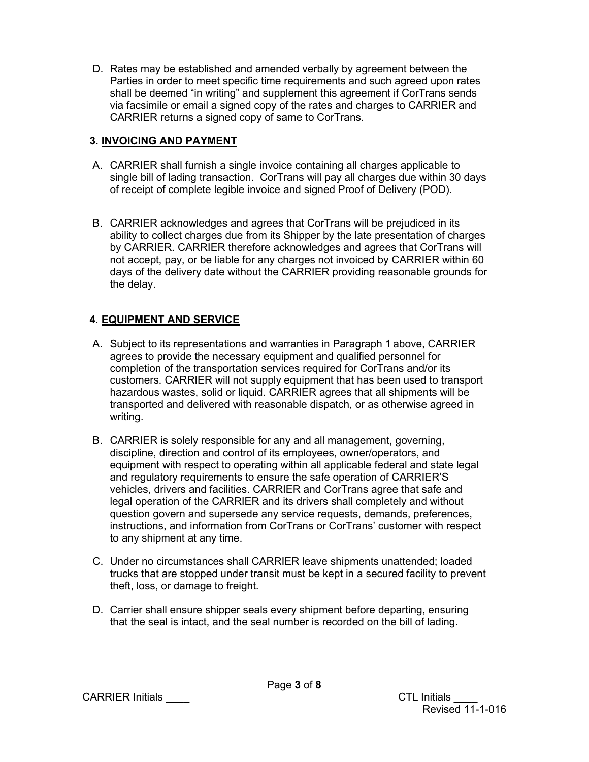D. Rates may be established and amended verbally by agreement between the Parties in order to meet specific time requirements and such agreed upon rates shall be deemed “in writing” and supplement this agreement if CorTrans sends via facsimile or email a signed copy of the rates and charges to CARRIER and CARRIER returns a signed copy of same to CorTrans.

### 3. <u>INVOICING AND PAYMENT</u>

A. CARRIER shall furnish a single invoice containing all charges applicable to single bill of lading transaction. CorTrans will pay all charges due within 30 days of receipt of complete legible invoice and signed Proof of Delivery (POD).

B. CARRIER acknowledges and agrees that CorTrans will be prejudiced in its ability to collect charges due from its Shipper by the late presentation of charges by CARRIER. CARRIER therefore acknowledges and agrees that CorTrans will not accept, pay, or be liable for any charges not invoiced by CARRIER within 60 days of the delivery date without the CARRIER providing reasonable grounds for the delay.

### 4. <u>EQUIPMENT AND SERVICE</u>

A. Subject to its representations and warranties in Paragraph 1 above, CARRIER agrees to provide the necessary equipment and qualified personnel for completion of the transportation services required for CorTrans and/or its customers. CARRIER will not supply equipment that has been used to transport hazardous wastes, solid or liquid. CARRIER agrees that all shipments will be transported and delivered with reasonable dispatch, or as otherwise agreed in writing.

B. CARRIER is solely responsible for any and all management, governing, discipline, direction and control of its employees, owner/operators, and equipment with respect to operating within all applicable federal and state legal and regulatory requirements to ensure the safe operation of CARRIER’S vehicles, drivers and facilities. CARRIER and CorTrans agree that safe and legal operation of the CARRIER and its drivers shall completely and without question govern and supersede any service requests, demands, preferences, instructions, and information from CorTrans or CorTrans’ customer with respect to any shipment at any time.

C. Under no circumstances shall CARRIER leave shipments unattended; loaded trucks that are stopped under transit must be kept in a secured facility to prevent theft, loss, or damage to freight.

D. Carrier shall ensure shipper seals every shipment before departing, ensuring that the seal is intact, and the seal number is recorded on the bill of lading.

CARRIER Initials ____ CTL Initials ____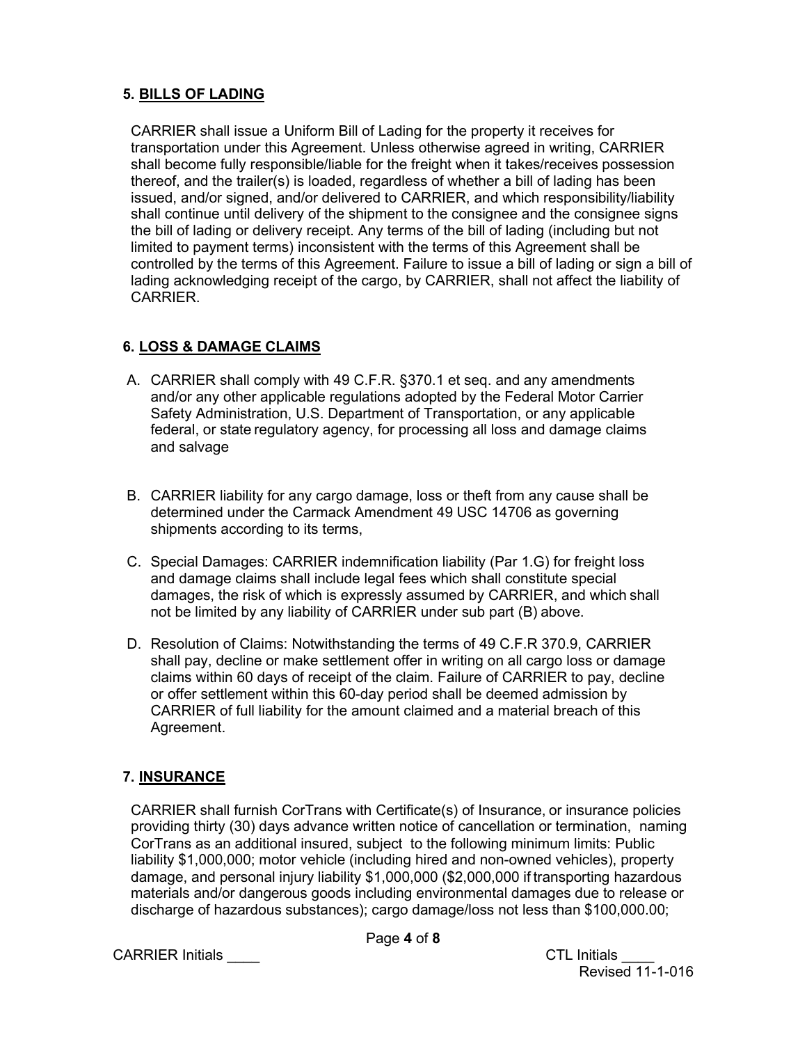## 5. BILLS OF LADING

CARRIER shall issue a Uniform Bill of Lading for the property it receives for transportation under this Agreement. Unless otherwise agreed in writing, CARRIER shall become fully responsible/liable for the freight when it takes/receives possession thereof, and the trailer(s) is loaded, regardless of whether a bill of lading has been issued, and/or signed, and/or delivered to CARRIER, and which responsibility/liability shall continue until delivery of the shipment to the consignee and the consignee signs the bill of lading or delivery receipt. Any terms of the bill of lading (including but not limited to payment terms) inconsistent with the terms of this Agreement shall be controlled by the terms of this Agreement. Failure to issue a bill of lading or sign a bill of lading acknowledging receipt of the cargo, by CARRIER, shall not affect the liability of CARRIER.

## 6. LOSS & DAMAGE CLAIMS

A. CARRIER shall comply with 49 C.F.R. §370.1 et seq. and any amendments and/or any other applicable regulations adopted by the Federal Motor Carrier Safety Administration, U.S. Department of Transportation, or any applicable federal, or state regulatory agency, for processing all loss and damage claims and salvage

B. CARRIER liability for any cargo damage, loss or theft from any cause shall be determined under the Carmack Amendment 49 USC 14706 as governing shipments according to its terms,

C. Special Damages: CARRIER indemnification liability (Par 1.G) for freight loss and damage claims shall include legal fees which shall constitute special damages, the risk of which is expressly assumed by CARRIER, and which shall not be limited by any liability of CARRIER under sub part (B) above.

D. Resolution of Claims: Notwithstanding the terms of 49 C.F.R 370.9, CARRIER shall pay, decline or make settlement offer in writing on all cargo loss or damage claims within 60 days of receipt of the claim. Failure of CARRIER to pay, decline or offer settlement within this 60-day period shall be deemed admission by CARRIER of full liability for the amount claimed and a material breach of this Agreement.

## 7. INSURANCE

CARRIER shall furnish CorTrans with Certificate(s) of Insurance, or insurance policies providing thirty (30) days advance written notice of cancellation or termination, naming CorTrans as an additional insured, subject to the following minimum limits: Public liability $1,000,000; motor vehicle (including hired and non-owned vehicles), property damage, and personal injury liability $1,000,000 ($2,000,000 if transporting hazardous materials and/or dangerous goods including environmental damages due to release or discharge of hazardous substances); cargo damage/loss not less than $100,000.00;

CARRIER Initials ____ CTL Initials ____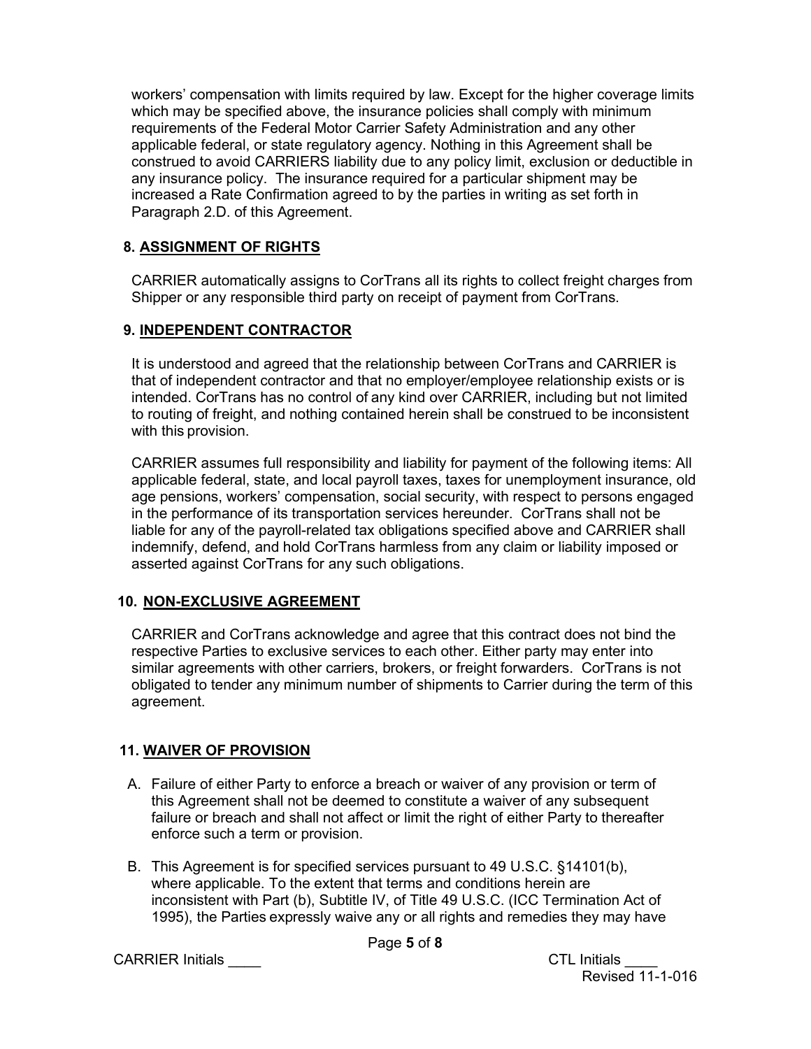workers' compensation with limits required by law. Except for the higher coverage limits which may be specified above, the insurance policies shall comply with minimum requirements of the Federal Motor Carrier Safety Administration and any other applicable federal, or state regulatory agency. Nothing in this Agreement shall be construed to avoid CARRIERS liability due to any policy limit, exclusion or deductible in any insurance policy. The insurance required for a particular shipment may be increased a Rate Confirmation agreed to by the parties in writing as set forth in Paragraph 2.D. of this Agreement.

## 8. ASSIGNMENT OF RIGHTS

CARRIER automatically assigns to CorTrans all its rights to collect freight charges from Shipper or any responsible third party on receipt of payment from CorTrans.

## 9. INDEPENDENT CONTRACTOR

It is understood and agreed that the relationship between CorTrans and CARRIER is that of independent contractor and that no employer/employee relationship exists or is intended. CorTrans has no control of any kind over CARRIER, including but not limited to routing of freight, and nothing contained herein shall be construed to be inconsistent with this provision.

CARRIER assumes full responsibility and liability for payment of the following items: All applicable federal, state, and local payroll taxes, taxes for unemployment insurance, old age pensions, workers' compensation, social security, with respect to persons engaged in the performance of its transportation services hereunder. CorTrans shall not be liable for any of the payroll-related tax obligations specified above and CARRIER shall indemnify, defend, and hold CorTrans harmless from any claim or liability imposed or asserted against CorTrans for any such obligations.

## 10. NON-EXCLUSIVE AGREEMENT

CARRIER and CorTrans acknowledge and agree that this contract does not bind the respective Parties to exclusive services to each other. Either party may enter into similar agreements with other carriers, brokers, or freight forwarders. CorTrans is not obligated to tender any minimum number of shipments to Carrier during the term of this agreement.

## 11. WAIVER OF PROVISION

A. Failure of either Party to enforce a breach or waiver of any provision or term of this Agreement shall not be deemed to constitute a waiver of any subsequent failure or breach and shall not affect or limit the right of either Party to thereafter enforce such a term or provision.

B. This Agreement is for specified services pursuant to 49 U.S.C. §14101(b), where applicable. To the extent that terms and conditions herein are inconsistent with Part (b), Subtitle IV, of Title 49 U.S.C. (ICC Termination Act of 1995), the Parties expressly waive any or all rights and remedies they may have

CARRIER Initials ____ CTL Initials ____
Revised 11-1-016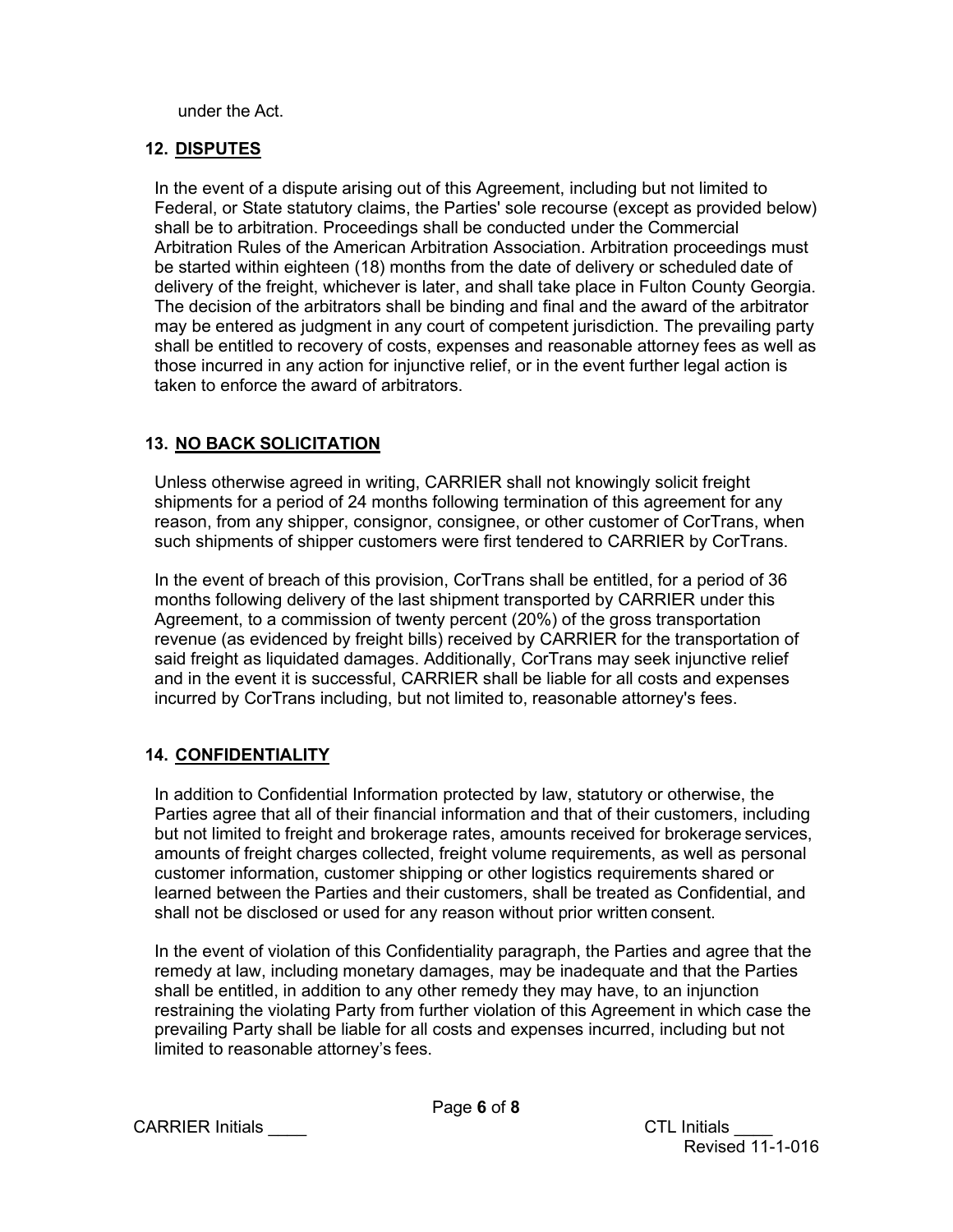under the Act.

## 12. DISPUTES

In the event of a dispute arising out of this Agreement, including but not limited to Federal, or State statutory claims, the Parties' sole recourse (except as provided below) shall be to arbitration. Proceedings shall be conducted under the Commercial Arbitration Rules of the American Arbitration Association. Arbitration proceedings must be started within eighteen (18) months from the date of delivery or scheduled date of delivery of the freight, whichever is later, and shall take place in Fulton County Georgia. The decision of the arbitrators shall be binding and final and the award of the arbitrator may be entered as judgment in any court of competent jurisdiction. The prevailing party shall be entitled to recovery of costs, expenses and reasonable attorney fees as well as those incurred in any action for injunctive relief, or in the event further legal action is taken to enforce the award of arbitrators.

## 13. NO BACK SOLICITATION

Unless otherwise agreed in writing, CARRIER shall not knowingly solicit freight shipments for a period of 24 months following termination of this agreement for any reason, from any shipper, consignor, consignee, or other customer of CorTrans, when such shipments of shipper customers were first tendered to CARRIER by CorTrans.

In the event of breach of this provision, CorTrans shall be entitled, for a period of 36 months following delivery of the last shipment transported by CARRIER under this Agreement, to a commission of twenty percent (20%) of the gross transportation revenue (as evidenced by freight bills) received by CARRIER for the transportation of said freight as liquidated damages. Additionally, CorTrans may seek injunctive relief and in the event it is successful, CARRIER shall be liable for all costs and expenses incurred by CorTrans including, but not limited to, reasonable attorney's fees.

## 14. CONFIDENTIALITY

In addition to Confidential Information protected by law, statutory or otherwise, the Parties agree that all of their financial information and that of their customers, including but not limited to freight and brokerage rates, amounts received for brokerage services, amounts of freight charges collected, freight volume requirements, as well as personal customer information, customer shipping or other logistics requirements shared or learned between the Parties and their customers, shall be treated as Confidential, and shall not be disclosed or used for any reason without prior written consent.

In the event of violation of this Confidentiality paragraph, the Parties and agree that the remedy at law, including monetary damages, may be inadequate and that the Parties shall be entitled, in addition to any other remedy they may have, to an injunction restraining the violating Party from further violation of this Agreement in which case the prevailing Party shall be liable for all costs and expenses incurred, including but not limited to reasonable attorney's fees.

CARRIER Initials ____ CTL Initials ____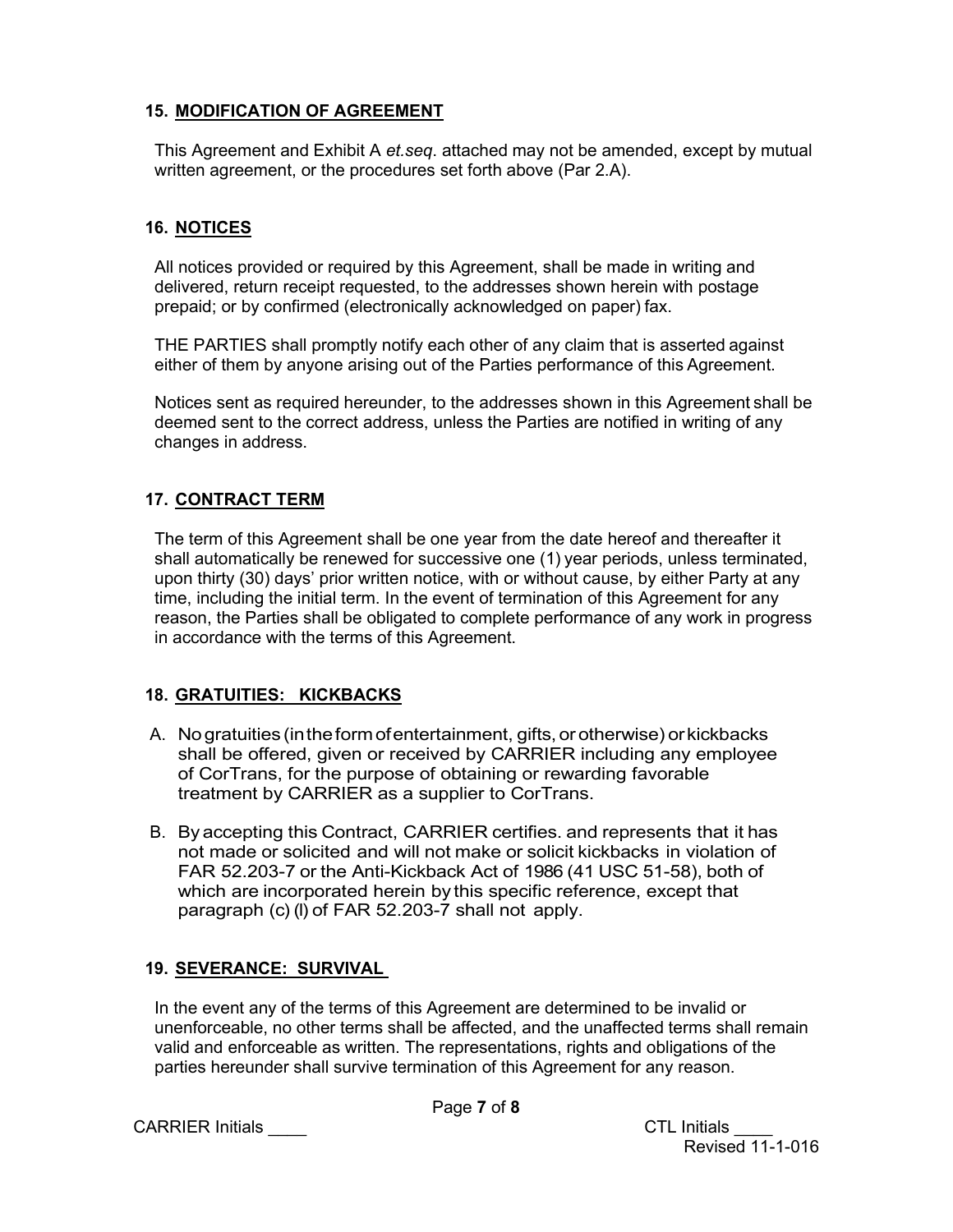## 15. MODIFICATION OF AGREEMENT

This Agreement and Exhibit A *et.seq*. attached may not be amended, except by mutual written agreement, or the procedures set forth above (Par 2.A).

## 16. NOTICES

All notices provided or required by this Agreement, shall be made in writing and delivered, return receipt requested, to the addresses shown herein with postage prepaid; or by confirmed (electronically acknowledged on paper) fax.

THE PARTIES shall promptly notify each other of any claim that is asserted against either of them by anyone arising out of the Parties performance of this Agreement.

Notices sent as required hereunder, to the addresses shown in this Agreement shall be deemed sent to the correct address, unless the Parties are notified in writing of any changes in address.

## 17. CONTRACT TERM

The term of this Agreement shall be one year from the date hereof and thereafter it shall automatically be renewed for successive one (1) year periods, unless terminated, upon thirty (30) days' prior written notice, with or without cause, by either Party at any time, including the initial term. In the event of termination of this Agreement for any reason, the Parties shall be obligated to complete performance of any work in progress in accordance with the terms of this Agreement.

## 18. GRATUITIES: KICKBACKS

A. No gratuities (in the form of entertainment, gifts, or otherwise) or kickbacks shall be offered, given or received by CARRIER including any employee of CorTrans, for the purpose of obtaining or rewarding favorable treatment by CARRIER as a supplier to CorTrans.

B. By accepting this Contract, CARRIER certifies. and represents that it has not made or solicited and will not make or solicit kickbacks in violation of FAR 52.203-7 or the Anti-Kickback Act of 1986 (41 USC 51-58), both of which are incorporated herein by this specific reference, except that paragraph (c) (l) of FAR 52.203-7 shall not apply.

## 19. SEVERANCE: SURVIVAL

In the event any of the terms of this Agreement are determined to be invalid or unenforceable, no other terms shall be affected, and the unaffected terms shall remain valid and enforceable as written. The representations, rights and obligations of the parties hereunder shall survive termination of this Agreement for any reason.

CARRIER Initials ____ CTL Initials ____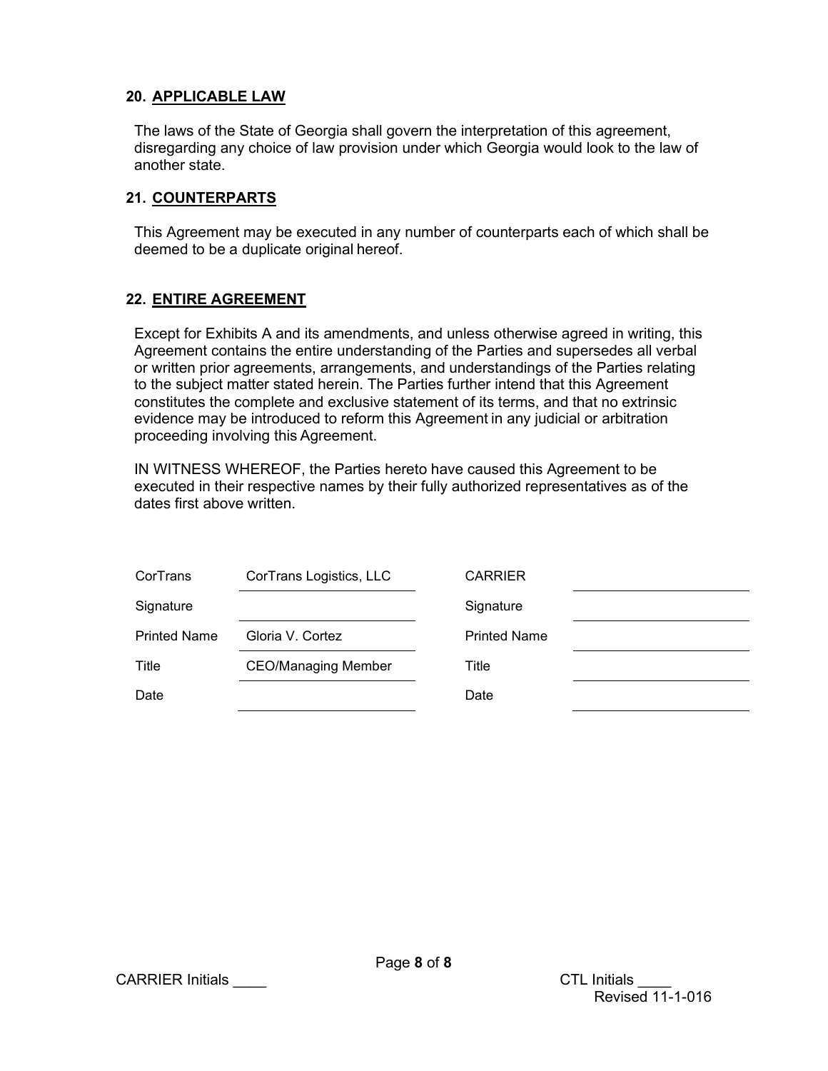## 20. APPLICABLE LAW

The laws of the State of Georgia shall govern the interpretation of this agreement, disregarding any choice of law provision under which Georgia would look to the law of another state.

## 21. COUNTERPARTS

This Agreement may be executed in any number of counterparts each of which shall be deemed to be a duplicate original hereof.

## 22. ENTIRE AGREEMENT

Except for Exhibits A and its amendments, and unless otherwise agreed in writing, this Agreement contains the entire understanding of the Parties and supersedes all verbal or written prior agreements, arrangements, and understandings of the Parties relating to the subject matter stated herein. The Parties further intend that this Agreement constitutes the complete and exclusive statement of its terms, and that no extrinsic evidence may be introduced to reform this Agreement in any judicial or arbitration proceeding involving this Agreement.

IN WITNESS WHEREOF, the Parties hereto have caused this Agreement to be executed in their respective names by their fully authorized representatives as of the dates first above written.

| | | | |
|---|---|---|---|
| CorTrans | CorTrans Logistics, LLC | CARRIER | |
| Signature | | Signature | |
| Printed Name | Gloria V. Cortez | Printed Name | |
| Title | CEO/Managing Member | Title | |
| Date | | Date | |

CARRIER Initials ____

CTL Initials ____

Revised 11-1-016